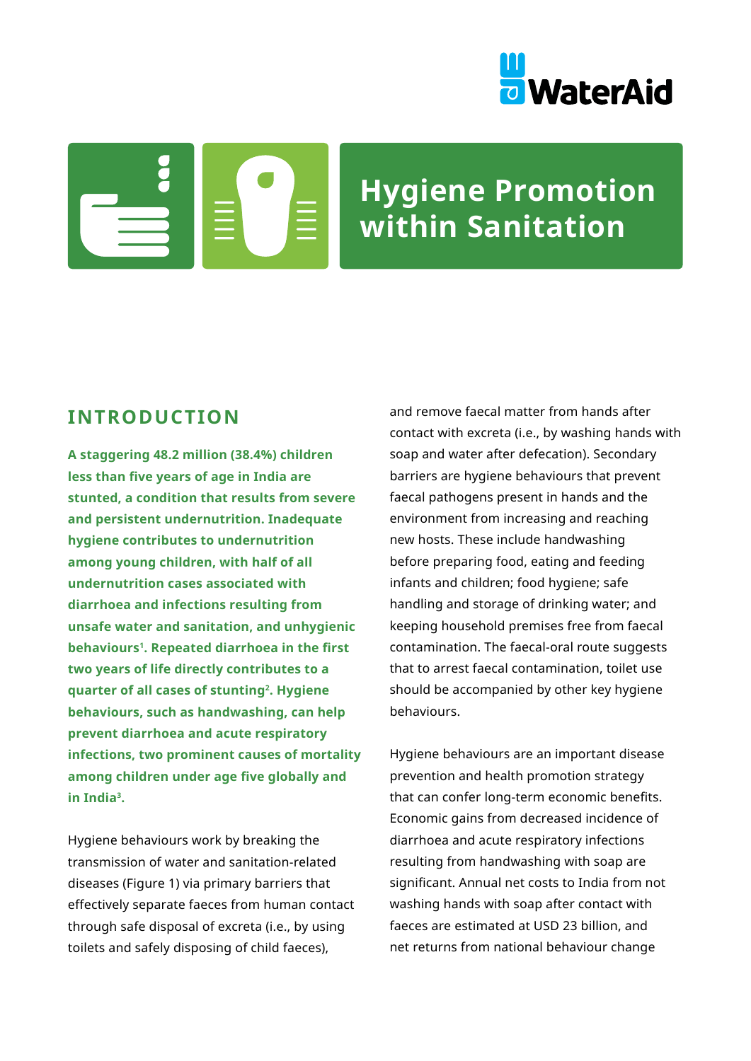# Hygiene Promotion within Sanitation

## INTRODUCTION

**A staggering 48.2 million (38.4%) children less than five years of age in India are stunted, a condition that results from severe and persistent undernutrition. Inadequate hygiene contributes to undernutrition among young children, with half of all undernutrition cases associated with diarrhoea and infections resulting from unsafe water and sanitation, and unhygienic behaviours[1]. Repeated diarrhoea in the first two years of life directly contributes to a quarter of all cases of stunting[2]. Hygiene behaviours, such as handwashing, can help prevent diarrhoea and acute respiratory infections, two prominent causes of mortality among children under age five globally and in India[3].**

Hygiene behaviours work by breaking the transmission of water and sanitation-related diseases (Figure 1) via primary barriers that effectively separate faeces from human contact through safe disposal of excreta (i.e., by using toilets and safely disposing of child faeces), and remove faecal matter from hands after contact with excreta (i.e., by washing hands with soap and water after defecation). Secondary barriers are hygiene behaviours that prevent faecal pathogens present in hands and the environment from increasing and reaching new hosts. These include handwashing before preparing food, eating and feeding infants and children; food hygiene; safe handling and storage of drinking water; and keeping household premises free from faecal contamination. The faecal-oral route suggests that to arrest faecal contamination, toilet use should be accompanied by other key hygiene behaviours.

Hygiene behaviours are an important disease prevention and health promotion strategy that can confer long-term economic benefits. Economic gains from decreased incidence of diarrhoea and acute respiratory infections resulting from handwashing with soap are significant. Annual net costs to India from not washing hands with soap after contact with faeces are estimated at USD 23 billion, and net returns from national behaviour change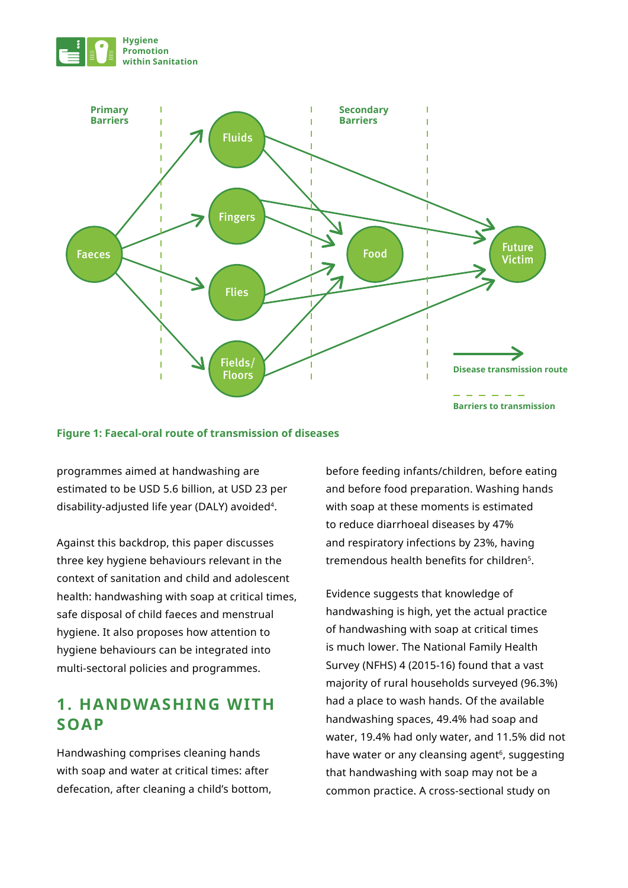Figure 1: Faecal-oral route of transmission of diseases

programmes aimed at handwashing are estimated to be USD 5.6 billion, at USD 23 per disability-adjusted life year (DALY) avoided[4].

Against this backdrop, this paper discusses three key hygiene behaviours relevant in the context of sanitation and child and adolescent health: handwashing with soap at critical times, safe disposal of child faeces and menstrual hygiene. It also proposes how attention to hygiene behaviours can be integrated into multi-sectoral policies and programmes.

## 1. HANDWASHING WITH SOAP

Handwashing comprises cleaning hands with soap and water at critical times: after defecation, after cleaning a child's bottom, before feeding infants/children, before eating and before food preparation. Washing hands with soap at these moments is estimated to reduce diarrhoeal diseases by 47% and respiratory infections by 23%, having tremendous health benefits for children[5].

Evidence suggests that knowledge of handwashing is high, yet the actual practice of handwashing with soap at critical times is much lower. The National Family Health Survey (NFHS) 4 (2015-16) found that a vast majority of rural households surveyed (96.3%) had a place to wash hands. Of the available handwashing spaces, 49.4% had soap and water, 19.4% had only water, and 11.5% did not have water or any cleansing agent[6], suggesting that handwashing with soap may not be a common practice. A cross-sectional study on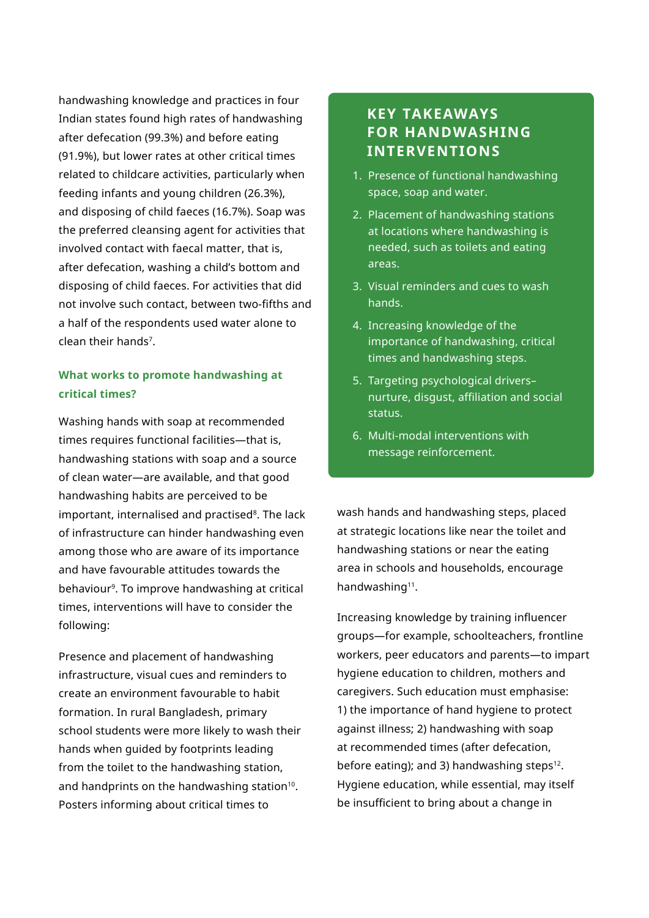handwashing knowledge and practices in four Indian states found high rates of handwashing after defecation (99.3%) and before eating (91.9%), but lower rates at other critical times related to childcare activities, particularly when feeding infants and young children (26.3%), and disposing of child faeces (16.7%). Soap was the preferred cleansing agent for activities that involved contact with faecal matter, that is, after defecation, washing a child's bottom and disposing of child faeces. For activities that did not involve such contact, between two-fifths and a half of the respondents used water alone to clean their hands[7].

### What works to promote handwashing at critical times?

Washing hands with soap at recommended times requires functional facilities—that is, handwashing stations with soap and a source of clean water—are available, and that good handwashing habits are perceived to be important, internalised and practised[8]. The lack of infrastructure can hinder handwashing even among those who are aware of its importance and have favourable attitudes towards the behaviour[9]. To improve handwashing at critical times, interventions will have to consider the following:

Presence and placement of handwashing infrastructure, visual cues and reminders to create an environment favourable to habit formation. In rural Bangladesh, primary school students were more likely to wash their hands when guided by footprints leading from the toilet to the handwashing station, and handprints on the handwashing station[10]. Posters informing about critical times to wash hands and handwashing steps, placed at strategic locations like near the toilet and handwashing stations or near the eating area in schools and households, encourage handwashing[11].

Increasing knowledge by training influencer groups—for example, schoolteachers, frontline workers, peer educators and parents—to impart hygiene education to children, mothers and caregivers. Such education must emphasise: 1) the importance of hand hygiene to protect against illness; 2) handwashing with soap at recommended times (after defecation, before eating); and 3) handwashing steps[12]. Hygiene education, while essential, may itself be insufficient to bring about a change in

> **KEY TAKEAWAYS FOR HANDWASHING INTERVENTIONS**
>
> 1. Presence of functional handwashing space, soap and water.
> 2. Placement of handwashing stations at locations where handwashing is needed, such as toilets and eating areas.
> 3. Visual reminders and cues to wash hands.
> 4. Increasing knowledge of the importance of handwashing, critical times and handwashing steps.
> 5. Targeting psychological drivers– nurture, disgust, affiliation and social status.
> 6. Multi-modal interventions with message reinforcement.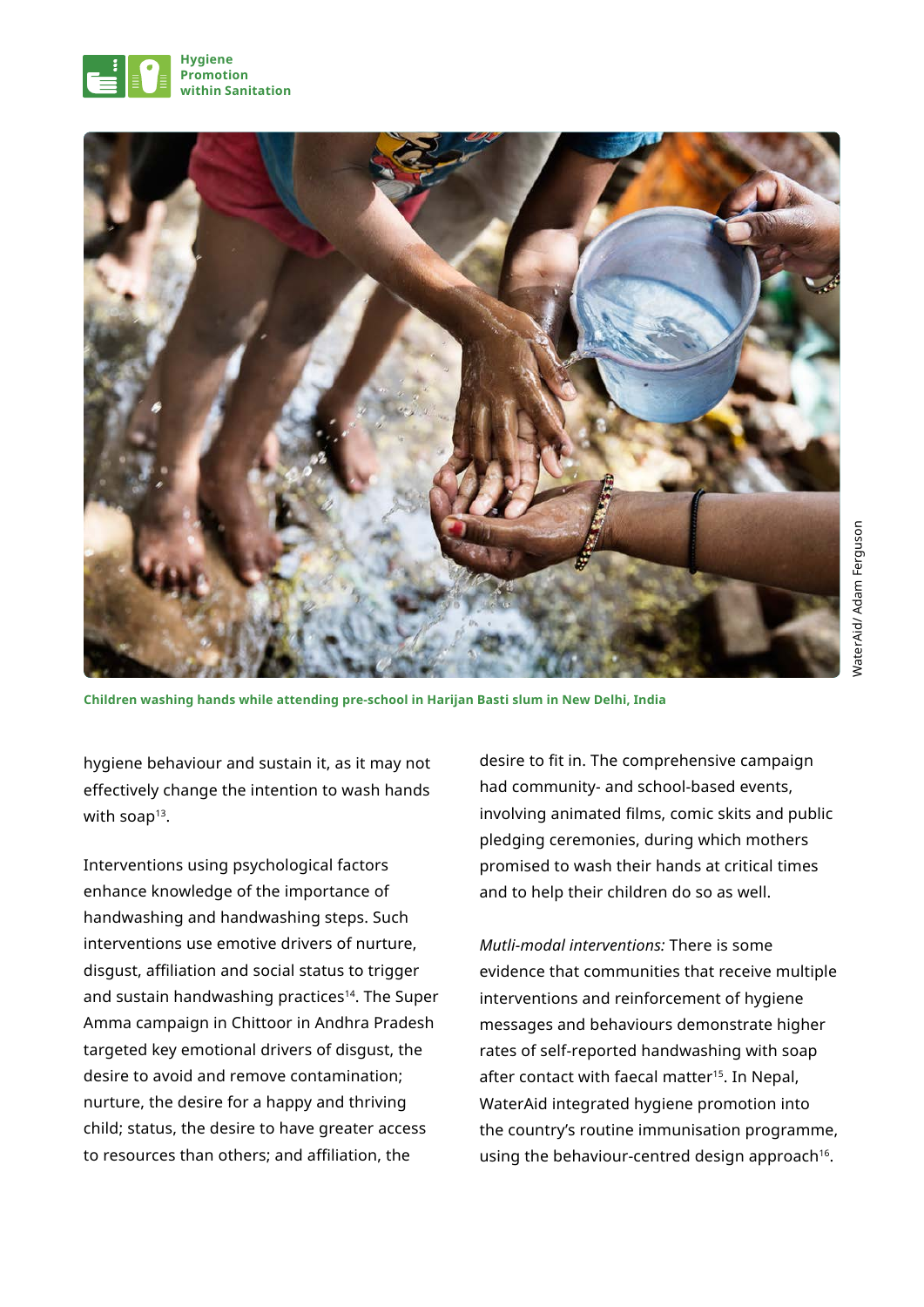Children washing hands while attending pre-school in Harijan Basti slum in New Delhi, India

hygiene behaviour and sustain it, as it may not effectively change the intention to wash hands with soap[13].

Interventions using psychological factors enhance knowledge of the importance of handwashing and handwashing steps. Such interventions use emotive drivers of nurture, disgust, affiliation and social status to trigger and sustain handwashing practices[14]. The Super Amma campaign in Chittoor in Andhra Pradesh targeted key emotional drivers of disgust, the desire to avoid and remove contamination; nurture, the desire for a happy and thriving child; status, the desire to have greater access to resources than others; and affiliation, the desire to fit in. The comprehensive campaign had community- and school-based events, involving animated films, comic skits and public pledging ceremonies, during which mothers promised to wash their hands at critical times and to help their children do so as well.

*Mutli-modal interventions:* There is some evidence that communities that receive multiple interventions and reinforcement of hygiene messages and behaviours demonstrate higher rates of self-reported handwashing with soap after contact with faecal matter[15]. In Nepal, WaterAid integrated hygiene promotion into the country's routine immunisation programme, using the behaviour-centred design approach[16].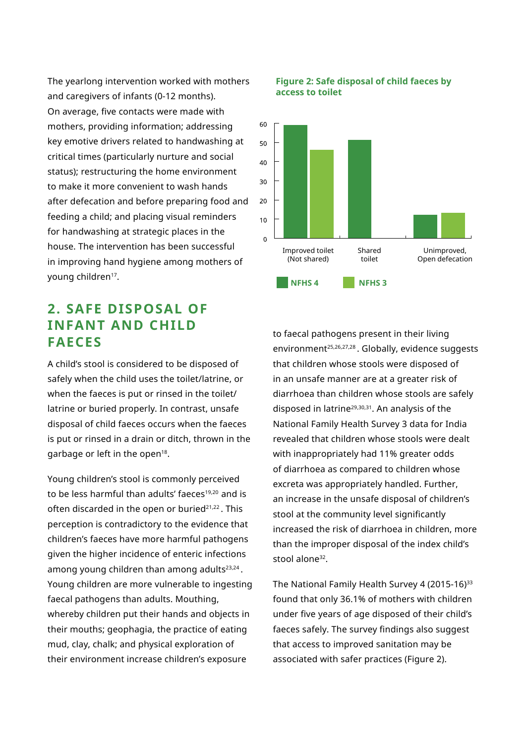The yearlong intervention worked with mothers and caregivers of infants (0-12 months). On average, five contacts were made with mothers, providing information; addressing key emotive drivers related to handwashing at critical times (particularly nurture and social status); restructuring the home environment to make it more convenient to wash hands after defecation and before preparing food and feeding a child; and placing visual reminders for handwashing at strategic places in the house. The intervention has been successful in improving hand hygiene among mothers of young children[17].

## 2. SAFE DISPOSAL OF INFANT AND CHILD FAECES

A child's stool is considered to be disposed of safely when the child uses the toilet/latrine, or when the faeces is put or rinsed in the toilet/latrine or buried properly. In contrast, unsafe disposal of child faeces occurs when the faeces is put or rinsed in a drain or ditch, thrown in the garbage or left in the open[18].

Young children's stool is commonly perceived to be less harmful than adults' faeces[19,20] and is often discarded in the open or buried[21,22]. This perception is contradictory to the evidence that children's faeces have more harmful pathogens given the higher incidence of enteric infections among young children than among adults[23,24]. Young children are more vulnerable to ingesting faecal pathogens than adults. Mouthing, whereby children put their hands and objects in their mouths; geophagia, the practice of eating mud, clay, chalk; and physical exploration of their environment increase children's exposure to faecal pathogens present in their living environment[25,26,27,28]. Globally, evidence suggests that children whose stools were disposed of in an unsafe manner are at a greater risk of diarrhoea than children whose stools are safely disposed in latrine[29,30,31]. An analysis of the National Family Health Survey 3 data for India revealed that children whose stools were dealt with inappropriately had 11% greater odds of diarrhoea as compared to children whose excreta was appropriately handled. Further, an increase in the unsafe disposal of children's stool at the community level significantly increased the risk of diarrhoea in children, more than the improper disposal of the index child's stool alone[32].

The National Family Health Survey 4 (2015-16)[33] found that only 36.1% of mothers with children under five years of age disposed of their child's faeces safely. The survey findings also suggest that access to improved sanitation may be associated with safer practices (Figure 2).

**Figure 2: Safe disposal of child faeces by access to toilet**

| Access to toilet | NFHS 4 | NFHS 3 |
|---|---|---|
| Improved toilet (Not shared) | ~59 | ~46 |
| Shared toilet | ~51 | |
| Unimproved, Open defecation | ~12 | ~13 |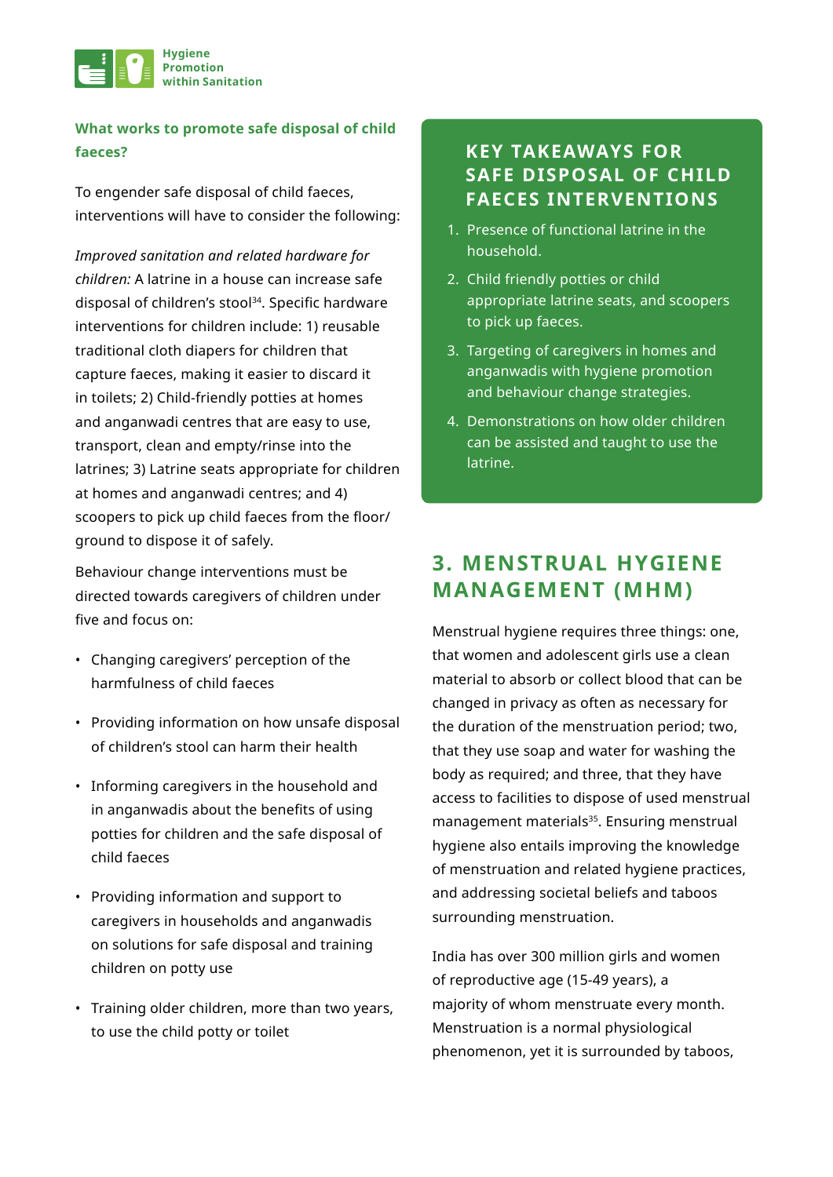### What works to promote safe disposal of child faeces?

To engender safe disposal of child faeces, interventions will have to consider the following:

*Improved sanitation and related hardware for children:* A latrine in a house can increase safe disposal of children's stool[34]. Specific hardware interventions for children include: 1) reusable traditional cloth diapers for children that capture faeces, making it easier to discard it in toilets; 2) Child-friendly potties at homes and anganwadi centres that are easy to use, transport, clean and empty/rinse into the latrines; 3) Latrine seats appropriate for children at homes and anganwadi centres; and 4) scoopers to pick up child faeces from the floor/ ground to dispose it of safely.

Behaviour change interventions must be directed towards caregivers of children under five and focus on:

- Changing caregivers' perception of the harmfulness of child faeces
- Providing information on how unsafe disposal of children's stool can harm their health
- Informing caregivers in the household and in anganwadis about the benefits of using potties for children and the safe disposal of child faeces
- Providing information and support to caregivers in households and anganwadis on solutions for safe disposal and training children on potty use
- Training older children, more than two years, to use the child potty or toilet

### KEY TAKEAWAYS FOR SAFE DISPOSAL OF CHILD FAECES INTERVENTIONS

1. Presence of functional latrine in the household.
2. Child friendly potties or child appropriate latrine seats, and scoopers to pick up faeces.
3. Targeting of caregivers in homes and anganwadis with hygiene promotion and behaviour change strategies.
4. Demonstrations on how older children can be assisted and taught to use the latrine.

## 3. MENSTRUAL HYGIENE MANAGEMENT (MHM)

Menstrual hygiene requires three things: one, that women and adolescent girls use a clean material to absorb or collect blood that can be changed in privacy as often as necessary for the duration of the menstruation period; two, that they use soap and water for washing the body as required; and three, that they have access to facilities to dispose of used menstrual management materials[35]. Ensuring menstrual hygiene also entails improving the knowledge of menstruation and related hygiene practices, and addressing societal beliefs and taboos surrounding menstruation.

India has over 300 million girls and women of reproductive age (15-49 years), a majority of whom menstruate every month. Menstruation is a normal physiological phenomenon, yet it is surrounded by taboos,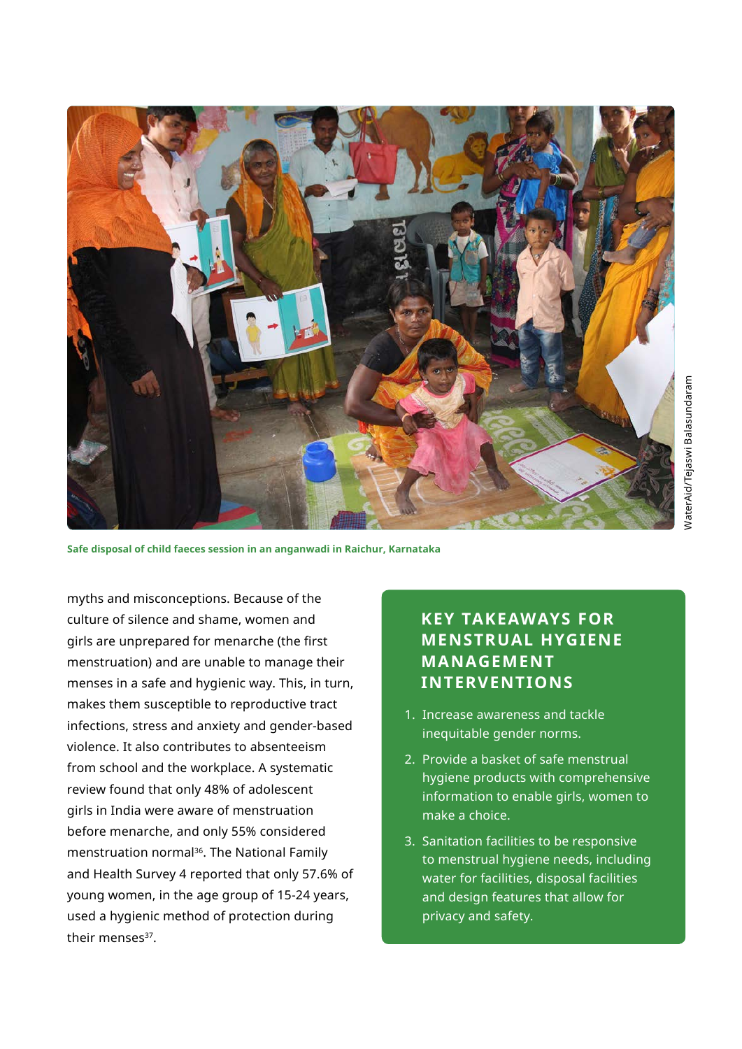Safe disposal of child faeces session in an anganwadi in Raichur, Karnataka

WaterAid/Tejaswi Balasundaram

myths and misconceptions. Because of the culture of silence and shame, women and girls are unprepared for menarche (the first menstruation) and are unable to manage their menses in a safe and hygienic way. This, in turn, makes them susceptible to reproductive tract infections, stress and anxiety and gender-based violence. It also contributes to absenteeism from school and the workplace. A systematic review found that only 48% of adolescent girls in India were aware of menstruation before menarche, and only 55% considered menstruation normal[36]. The National Family and Health Survey 4 reported that only 57.6% of young women, in the age group of 15-24 years, used a hygienic method of protection during their menses[37].

### KEY TAKEAWAYS FOR MENSTRUAL HYGIENE MANAGEMENT INTERVENTIONS

1. Increase awareness and tackle inequitable gender norms.
2. Provide a basket of safe menstrual hygiene products with comprehensive information to enable girls, women to make a choice.
3. Sanitation facilities to be responsive to menstrual hygiene needs, including water for facilities, disposal facilities and design features that allow for privacy and safety.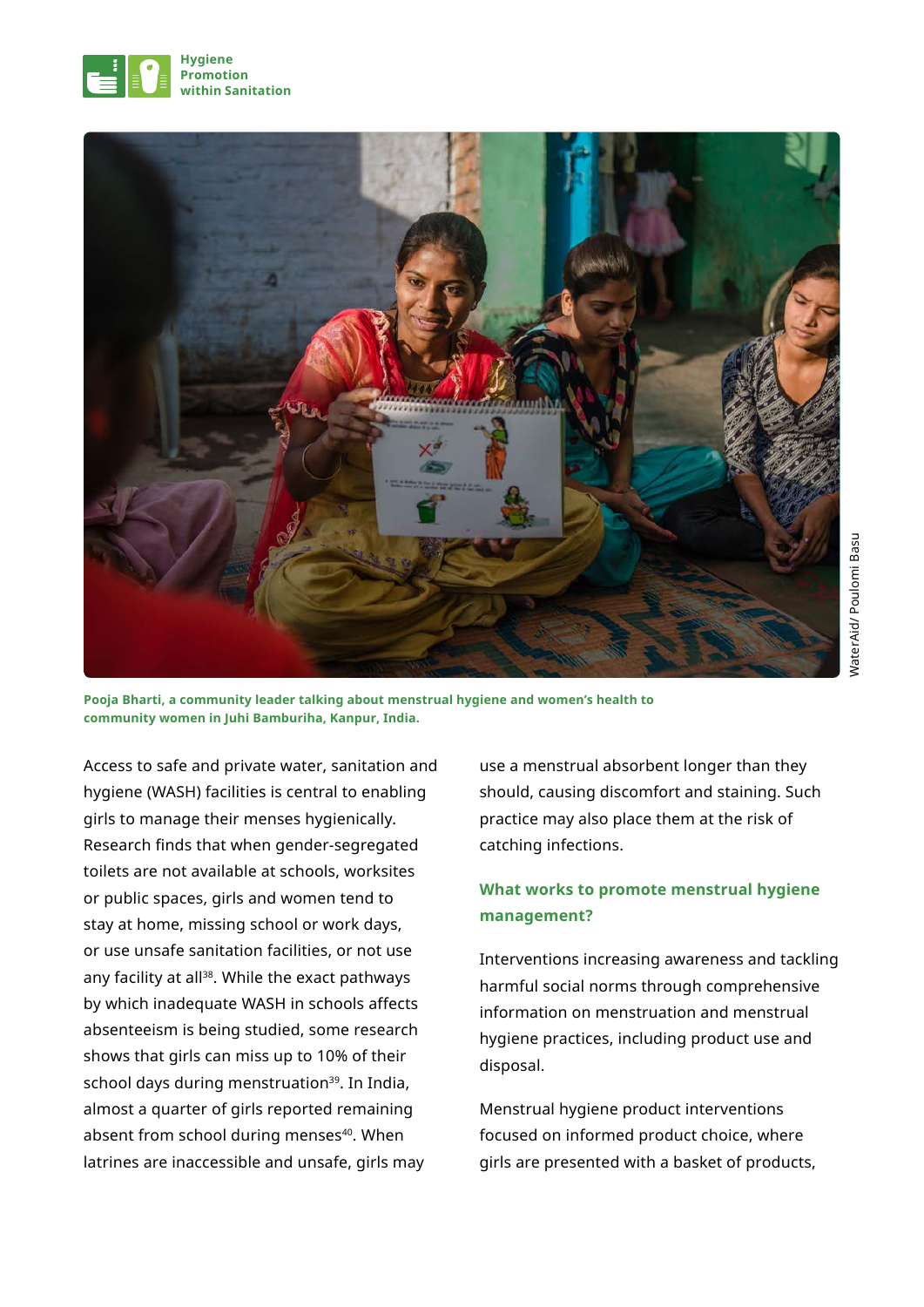Pooja Bharti, a community leader talking about menstrual hygiene and women's health to community women in Juhi Bamburiha, Kanpur, India.

WaterAid/ Poulomi Basu

Access to safe and private water, sanitation and hygiene (WASH) facilities is central to enabling girls to manage their menses hygienically. Research finds that when gender-segregated toilets are not available at schools, worksites or public spaces, girls and women tend to stay at home, missing school or work days, or use unsafe sanitation facilities, or not use any facility at all[38]. While the exact pathways by which inadequate WASH in schools affects absenteeism is being studied, some research shows that girls can miss up to 10% of their school days during menstruation[39]. In India, almost a quarter of girls reported remaining absent from school during menses[40]. When latrines are inaccessible and unsafe, girls may use a menstrual absorbent longer than they should, causing discomfort and staining. Such practice may also place them at the risk of catching infections.

## What works to promote menstrual hygiene management?

Interventions increasing awareness and tackling harmful social norms through comprehensive information on menstruation and menstrual hygiene practices, including product use and disposal.

Menstrual hygiene product interventions focused on informed product choice, where girls are presented with a basket of products,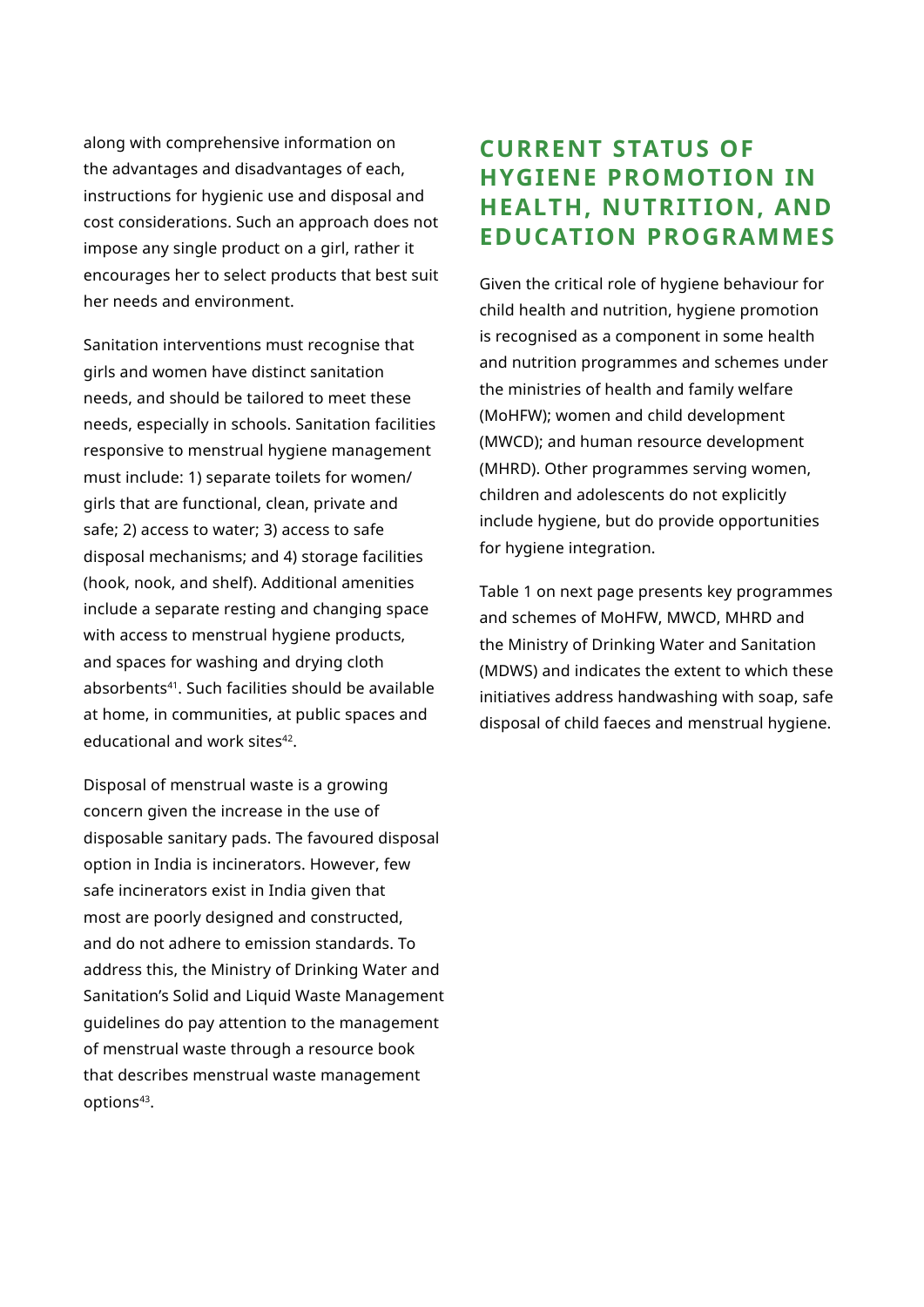along with comprehensive information on the advantages and disadvantages of each, instructions for hygienic use and disposal and cost considerations. Such an approach does not impose any single product on a girl, rather it encourages her to select products that best suit her needs and environment.

Sanitation interventions must recognise that girls and women have distinct sanitation needs, and should be tailored to meet these needs, especially in schools. Sanitation facilities responsive to menstrual hygiene management must include: 1) separate toilets for women/girls that are functional, clean, private and safe; 2) access to water; 3) access to safe disposal mechanisms; and 4) storage facilities (hook, nook, and shelf). Additional amenities include a separate resting and changing space with access to menstrual hygiene products, and spaces for washing and drying cloth absorbents[41]. Such facilities should be available at home, in communities, at public spaces and educational and work sites[42].

Disposal of menstrual waste is a growing concern given the increase in the use of disposable sanitary pads. The favoured disposal option in India is incinerators. However, few safe incinerators exist in India given that most are poorly designed and constructed, and do not adhere to emission standards. To address this, the Ministry of Drinking Water and Sanitation's Solid and Liquid Waste Management guidelines do pay attention to the management of menstrual waste through a resource book that describes menstrual waste management options[43].

## CURRENT STATUS OF HYGIENE PROMOTION IN HEALTH, NUTRITION, AND EDUCATION PROGRAMMES

Given the critical role of hygiene behaviour for child health and nutrition, hygiene promotion is recognised as a component in some health and nutrition programmes and schemes under the ministries of health and family welfare (MoHFW); women and child development (MWCD); and human resource development (MHRD). Other programmes serving women, children and adolescents do not explicitly include hygiene, but do provide opportunities for hygiene integration.

Table 1 on next page presents key programmes and schemes of MoHFW, MWCD, MHRD and the Ministry of Drinking Water and Sanitation (MDWS) and indicates the extent to which these initiatives address handwashing with soap, safe disposal of child faeces and menstrual hygiene.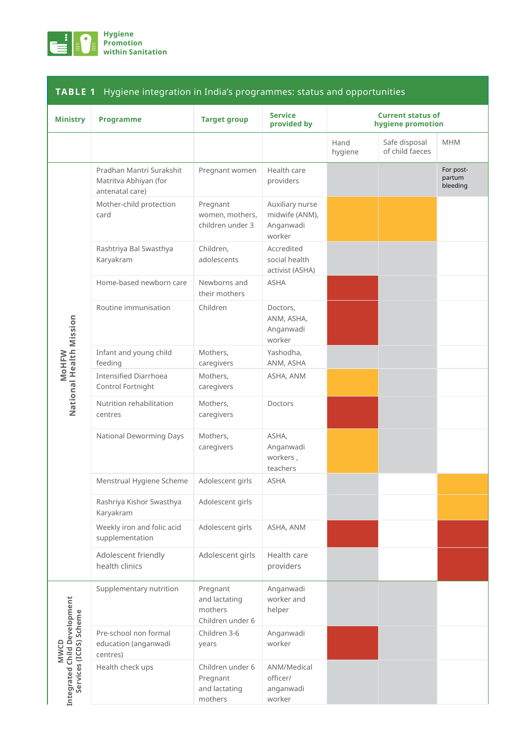**Hygiene Promotion within Sanitation**

## TABLE 1 Hygiene integration in India's programmes: status and opportunities

| Ministry | Programme | Target group | Service provided by | Current status of hygiene promotion | | |
|---|---|---|---|---|---|---|
| | | | | Hand hygiene | Safe disposal of child faeces | MHM |
| MoHFW National Health Mission | Pradhan Mantri Surakshit Matritva Abhiyan (for antenatal care) | Pregnant women | Health care providers | | | For post-partum bleeding |
| | Mother-child protection card | Pregnant women, mothers, children under 3 | Auxiliary nurse midwife (ANM), Anganwadi worker | | | |
| | Rashtriya Bal Swasthya Karyakram | Children, adolescents | Accredited social health activist (ASHA) | | | |
| | Home-based newborn care | Newborns and their mothers | ASHA | | | |
| | Routine immunisation | Children | Doctors, ANM, ASHA, Anganwadi worker | | | |
| | Infant and young child feeding | Mothers, caregivers | Yashodha, ANM, ASHA | | | |
| | Intensified Diarrhoea Control Fortnight | Mothers, caregivers | ASHA, ANM | | | |
| | Nutrition rehabilitation centres | Mothers, caregivers | Doctors | | | |
| | National Deworming Days | Mothers, caregivers | ASHA, Anganwadi workers , teachers | | | |
| | Menstrual Hygiene Scheme | Adolescent girls | ASHA | | | |
| | Rashriya Kishor Swasthya Karyakram | Adolescent girls | | | | |
| | Weekly iron and folic acid supplementation | Adolescent girls | ASHA, ANM | | | |
| | Adolescent friendly health clinics | Adolescent girls | Health care providers | | | |
| MWCD Integrated Child Development Services (ICDS) Scheme | Supplementary nutrition | Pregnant and lactating mothers Children under 6 | Anganwadi worker and helper | | | |
| | Pre-school non formal education (anganwadi centres) | Children 3-6 years | Anganwadi worker | | | |
| | Health check ups | Children under 6 Pregnant and lactating mothers | ANM/Medical officer/ anganwadi worker | | | |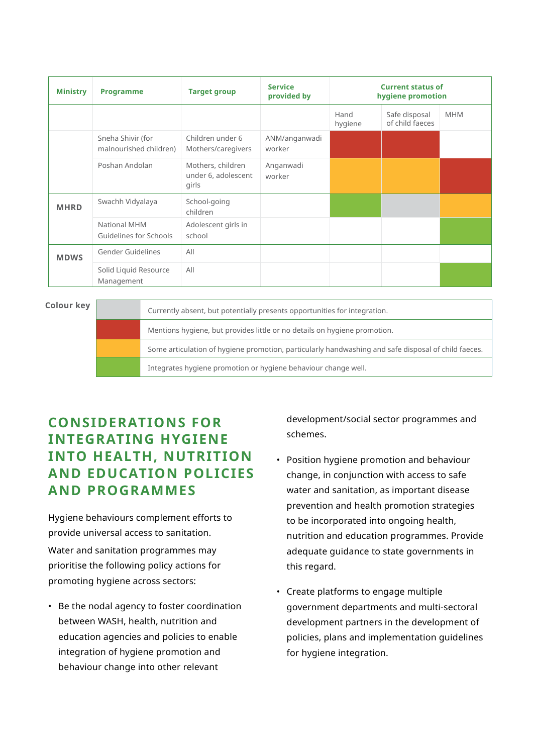| Ministry | Programme | Target group | Service provided by | Current status of hygiene promotion | | |
|---|---|---|---|---|---|---|
| | | | | Hand hygiene | Safe disposal of child faeces | MHM |
| | Sneha Shivir (for malnourished children) | Children under 6 Mothers/caregivers | ANM/anganwadi worker | Red | Red | |
| | Poshan Andolan | Mothers, children under 6, adolescent girls | Anganwadi worker | Amber | Amber | Red |
| MHRD | Swachh Vidyalaya | School-going children | | Green | Grey | Amber |
| | National MHM Guidelines for Schools | Adolescent girls in school | | | | Green |
| MDWS | Gender Guidelines | All | | | | |
| | Solid Liquid Resource Management | All | | | | Green |

**Colour key**

| Colour | Meaning |
|---|---|
| Grey | Currently absent, but potentially presents opportunities for integration. |
| Red | Mentions hygiene, but provides little or no details on hygiene promotion. |
| Amber | Some articulation of hygiene promotion, particularly handwashing and safe disposal of child faeces. |
| Green | Integrates hygiene promotion or hygiene behaviour change well. |

## CONSIDERATIONS FOR INTEGRATING HYGIENE INTO HEALTH, NUTRITION AND EDUCATION POLICIES AND PROGRAMMES

Hygiene behaviours complement efforts to provide universal access to sanitation.

Water and sanitation programmes may prioritise the following policy actions for promoting hygiene across sectors:

- Be the nodal agency to foster coordination between WASH, health, nutrition and education agencies and policies to enable integration of hygiene promotion and behaviour change into other relevant development/social sector programmes and schemes.
- Position hygiene promotion and behaviour change, in conjunction with access to safe water and sanitation, as important disease prevention and health promotion strategies to be incorporated into ongoing health, nutrition and education programmes. Provide adequate guidance to state governments in this regard.
- Create platforms to engage multiple government departments and multi-sectoral development partners in the development of policies, plans and implementation guidelines for hygiene integration.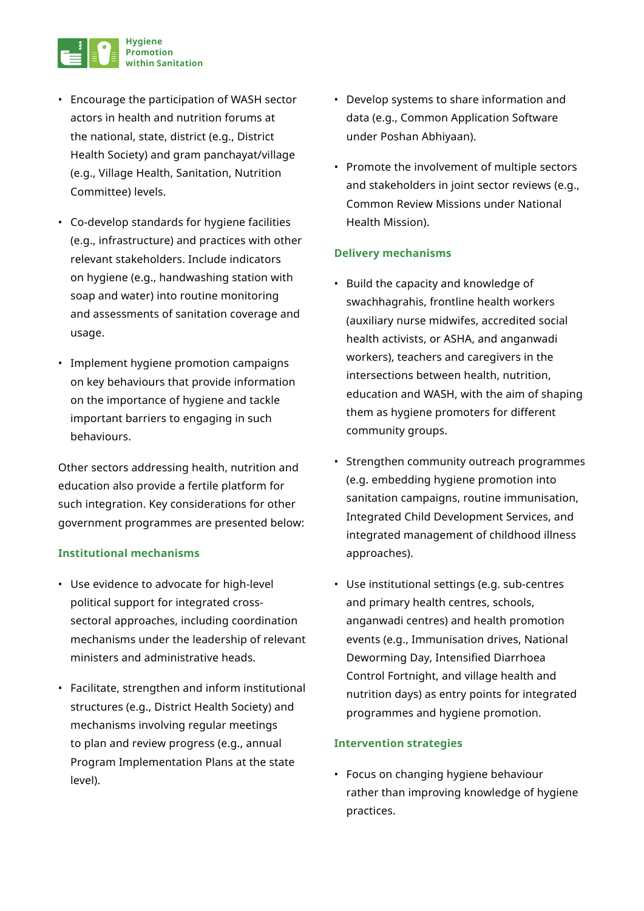- Encourage the participation of WASH sector actors in health and nutrition forums at the national, state, district (e.g., District Health Society) and gram panchayat/village (e.g., Village Health, Sanitation, Nutrition Committee) levels.
- Co-develop standards for hygiene facilities (e.g., infrastructure) and practices with other relevant stakeholders. Include indicators on hygiene (e.g., handwashing station with soap and water) into routine monitoring and assessments of sanitation coverage and usage.
- Implement hygiene promotion campaigns on key behaviours that provide information on the importance of hygiene and tackle important barriers to engaging in such behaviours.

Other sectors addressing health, nutrition and education also provide a fertile platform for such integration. Key considerations for other government programmes are presented below:

### Institutional mechanisms

- Use evidence to advocate for high-level political support for integrated cross-sectoral approaches, including coordination mechanisms under the leadership of relevant ministers and administrative heads.
- Facilitate, strengthen and inform institutional structures (e.g., District Health Society) and mechanisms involving regular meetings to plan and review progress (e.g., annual Program Implementation Plans at the state level).
- Develop systems to share information and data (e.g., Common Application Software under Poshan Abhiyaan).
- Promote the involvement of multiple sectors and stakeholders in joint sector reviews (e.g., Common Review Missions under National Health Mission).

### Delivery mechanisms

- Build the capacity and knowledge of swachhagrahis, frontline health workers (auxiliary nurse midwifes, accredited social health activists, or ASHA, and anganwadi workers), teachers and caregivers in the intersections between health, nutrition, education and WASH, with the aim of shaping them as hygiene promoters for different community groups.
- Strengthen community outreach programmes (e.g. embedding hygiene promotion into sanitation campaigns, routine immunisation, Integrated Child Development Services, and integrated management of childhood illness approaches).
- Use institutional settings (e.g. sub-centres and primary health centres, schools, anganwadi centres) and health promotion events (e.g., Immunisation drives, National Deworming Day, Intensified Diarrhoea Control Fortnight, and village health and nutrition days) as entry points for integrated programmes and hygiene promotion.

### Intervention strategies

- Focus on changing hygiene behaviour rather than improving knowledge of hygiene practices.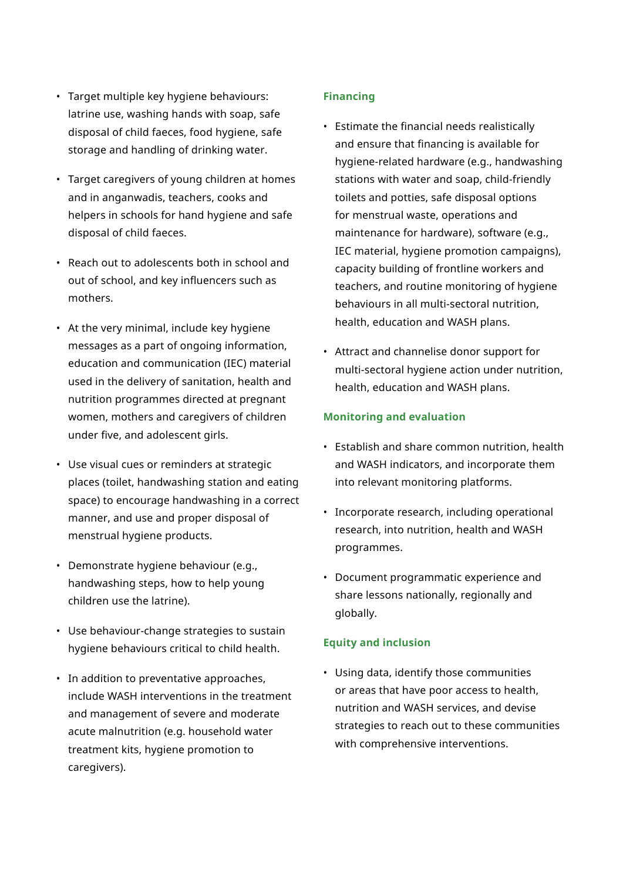- Target multiple key hygiene behaviours: latrine use, washing hands with soap, safe disposal of child faeces, food hygiene, safe storage and handling of drinking water.
- Target caregivers of young children at homes and in anganwadis, teachers, cooks and helpers in schools for hand hygiene and safe disposal of child faeces.
- Reach out to adolescents both in school and out of school, and key influencers such as mothers.
- At the very minimal, include key hygiene messages as a part of ongoing information, education and communication (IEC) material used in the delivery of sanitation, health and nutrition programmes directed at pregnant women, mothers and caregivers of children under five, and adolescent girls.
- Use visual cues or reminders at strategic places (toilet, handwashing station and eating space) to encourage handwashing in a correct manner, and use and proper disposal of menstrual hygiene products.
- Demonstrate hygiene behaviour (e.g., handwashing steps, how to help young children use the latrine).
- Use behaviour-change strategies to sustain hygiene behaviours critical to child health.
- In addition to preventative approaches, include WASH interventions in the treatment and management of severe and moderate acute malnutrition (e.g. household water treatment kits, hygiene promotion to caregivers).

### Financing

- Estimate the financial needs realistically and ensure that financing is available for hygiene-related hardware (e.g., handwashing stations with water and soap, child-friendly toilets and potties, safe disposal options for menstrual waste, operations and maintenance for hardware), software (e.g., IEC material, hygiene promotion campaigns), capacity building of frontline workers and teachers, and routine monitoring of hygiene behaviours in all multi-sectoral nutrition, health, education and WASH plans.
- Attract and channelise donor support for multi-sectoral hygiene action under nutrition, health, education and WASH plans.

### Monitoring and evaluation

- Establish and share common nutrition, health and WASH indicators, and incorporate them into relevant monitoring platforms.
- Incorporate research, including operational research, into nutrition, health and WASH programmes.
- Document programmatic experience and share lessons nationally, regionally and globally.

### Equity and inclusion

- Using data, identify those communities or areas that have poor access to health, nutrition and WASH services, and devise strategies to reach out to these communities with comprehensive interventions.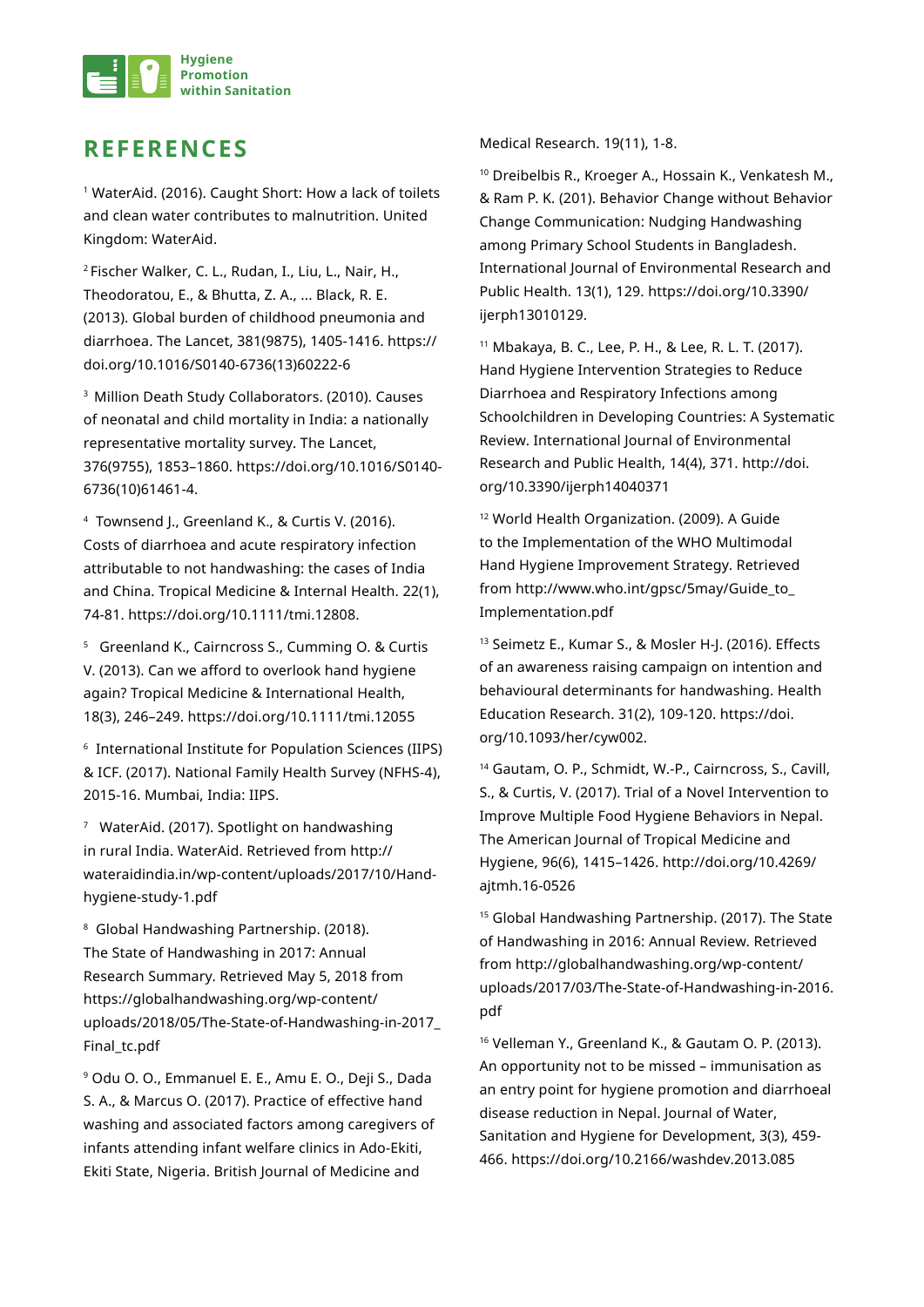## REFERENCES

[1] WaterAid. (2016). Caught Short: How a lack of toilets and clean water contributes to malnutrition. United Kingdom: WaterAid.

[2] Fischer Walker, C. L., Rudan, I., Liu, L., Nair, H., Theodoratou, E., & Bhutta, Z. A., ... Black, R. E. (2013). Global burden of childhood pneumonia and diarrhoea. The Lancet, 381(9875), 1405-1416. https://doi.org/10.1016/S0140-6736(13)60222-6

[3] Million Death Study Collaborators. (2010). Causes of neonatal and child mortality in India: a nationally representative mortality survey. The Lancet, 376(9755), 1853–1860. https://doi.org/10.1016/S0140-6736(10)61461-4.

[4] Townsend J., Greenland K., & Curtis V. (2016). Costs of diarrhoea and acute respiratory infection attributable to not handwashing: the cases of India and China. Tropical Medicine & Internal Health. 22(1), 74-81. https://doi.org/10.1111/tmi.12808.

[5] Greenland K., Cairncross S., Cumming O. & Curtis V. (2013). Can we afford to overlook hand hygiene again? Tropical Medicine & International Health, 18(3), 246–249. https://doi.org/10.1111/tmi.12055

[6] International Institute for Population Sciences (IIPS) & ICF. (2017). National Family Health Survey (NFHS-4), 2015-16. Mumbai, India: IIPS.

[7] WaterAid. (2017). Spotlight on handwashing in rural India. WaterAid. Retrieved from http://wateraidindia.in/wp-content/uploads/2017/10/Hand-hygiene-study-1.pdf

[8] Global Handwashing Partnership. (2018). The State of Handwashing in 2017: Annual Research Summary. Retrieved May 5, 2018 from https://globalhandwashing.org/wp-content/uploads/2018/05/The-State-of-Handwashing-in-2017_Final_tc.pdf

[9] Odu O. O., Emmanuel E. E., Amu E. O., Deji S., Dada S. A., & Marcus O. (2017). Practice of effective hand washing and associated factors among caregivers of infants attending infant welfare clinics in Ado-Ekiti, Ekiti State, Nigeria. British Journal of Medicine and Medical Research. 19(11), 1-8.

[10] Dreibelbis R., Kroeger A., Hossain K., Venkatesh M., & Ram P. K. (201). Behavior Change without Behavior Change Communication: Nudging Handwashing among Primary School Students in Bangladesh. International Journal of Environmental Research and Public Health. 13(1), 129. https://doi.org/10.3390/ijerph13010129.

[11] Mbakaya, B. C., Lee, P. H., & Lee, R. L. T. (2017). Hand Hygiene Intervention Strategies to Reduce Diarrhoea and Respiratory Infections among Schoolchildren in Developing Countries: A Systematic Review. International Journal of Environmental Research and Public Health, 14(4), 371. http://doi.org/10.3390/ijerph14040371

[12] World Health Organization. (2009). A Guide to the Implementation of the WHO Multimodal Hand Hygiene Improvement Strategy. Retrieved from http://www.who.int/gpsc/5may/Guide_to_Implementation.pdf

[13] Seimetz E., Kumar S., & Mosler H-J. (2016). Effects of an awareness raising campaign on intention and behavioural determinants for handwashing. Health Education Research. 31(2), 109-120. https://doi.org/10.1093/her/cyw002.

[14] Gautam, O. P., Schmidt, W.-P., Cairncross, S., Cavill, S., & Curtis, V. (2017). Trial of a Novel Intervention to Improve Multiple Food Hygiene Behaviors in Nepal. The American Journal of Tropical Medicine and Hygiene, 96(6), 1415–1426. http://doi.org/10.4269/ajtmh.16-0526

[15] Global Handwashing Partnership. (2017). The State of Handwashing in 2016: Annual Review. Retrieved from http://globalhandwashing.org/wp-content/uploads/2017/03/The-State-of-Handwashing-in-2016.pdf

[16] Velleman Y., Greenland K., & Gautam O. P. (2013). An opportunity not to be missed – immunisation as an entry point for hygiene promotion and diarrhoeal disease reduction in Nepal. Journal of Water, Sanitation and Hygiene for Development, 3(3), 459-466. https://doi.org/10.2166/washdev.2013.085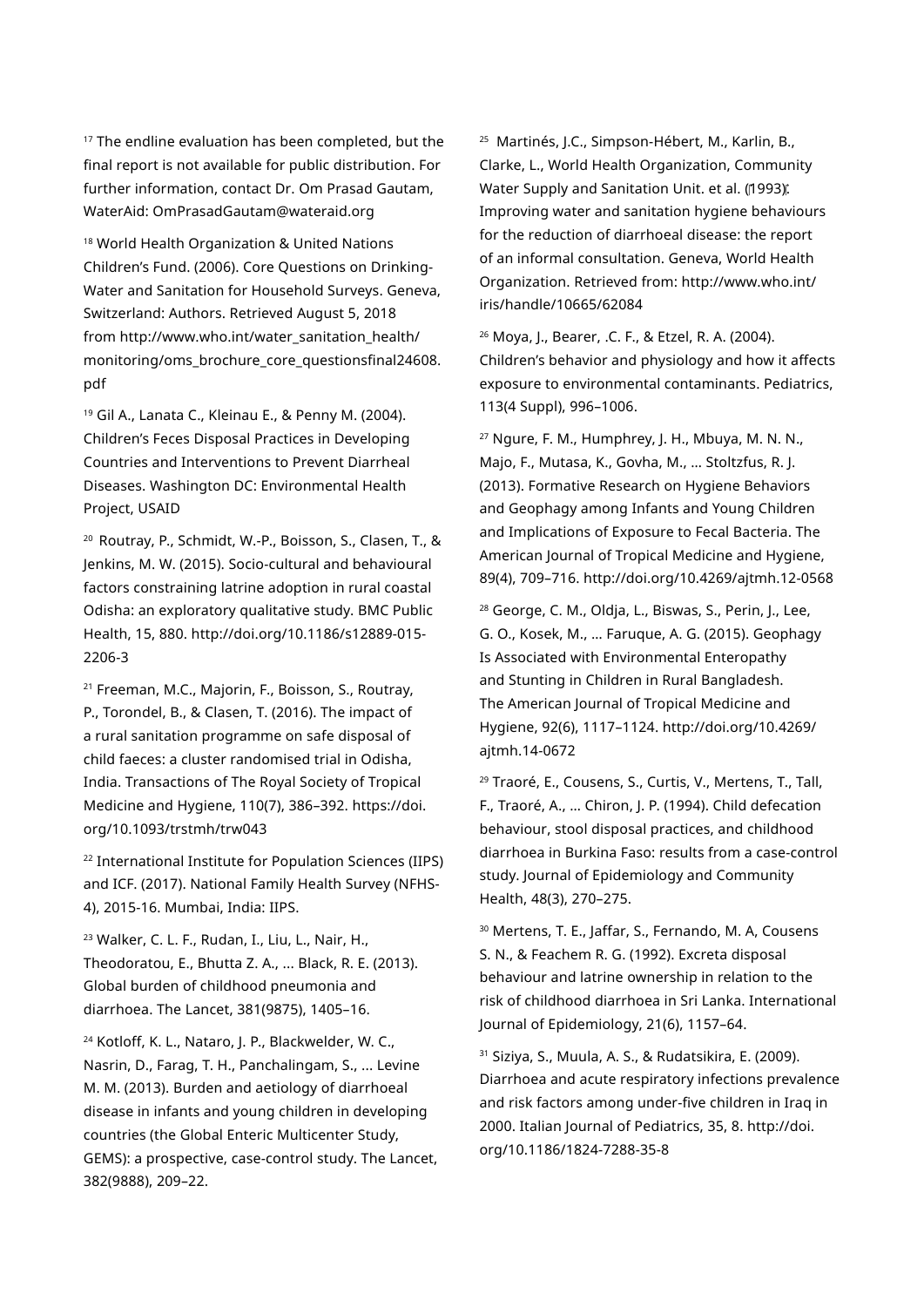[17] The endline evaluation has been completed, but the final report is not available for public distribution. For further information, contact Dr. Om Prasad Gautam, WaterAid: OmPrasadGautam@wateraid.org

[18] World Health Organization & United Nations Children's Fund. (2006). Core Questions on Drinking-Water and Sanitation for Household Surveys. Geneva, Switzerland: Authors. Retrieved August 5, 2018 from http://www.who.int/water_sanitation_health/monitoring/oms_brochure_core_questionsfinal24608.pdf

[19] Gil A., Lanata C., Kleinau E., & Penny M. (2004). Children's Feces Disposal Practices in Developing Countries and Interventions to Prevent Diarrheal Diseases. Washington DC: Environmental Health Project, USAID

[20] Routray, P., Schmidt, W.-P., Boisson, S., Clasen, T., & Jenkins, M. W. (2015). Socio-cultural and behavioural factors constraining latrine adoption in rural coastal Odisha: an exploratory qualitative study. BMC Public Health, 15, 880. http://doi.org/10.1186/s12889-015-2206-3

[21] Freeman, M.C., Majorin, F., Boisson, S., Routray, P., Torondel, B., & Clasen, T. (2016). The impact of a rural sanitation programme on safe disposal of child faeces: a cluster randomised trial in Odisha, India. Transactions of The Royal Society of Tropical Medicine and Hygiene, 110(7), 386–392. https://doi.org/10.1093/trstmh/trw043

[22] International Institute for Population Sciences (IIPS) and ICF. (2017). National Family Health Survey (NFHS-4), 2015-16. Mumbai, India: IIPS.

[23] Walker, C. L. F., Rudan, I., Liu, L., Nair, H., Theodoratou, E., Bhutta Z. A., ... Black, R. E. (2013). Global burden of childhood pneumonia and diarrhoea. The Lancet, 381(9875), 1405–16.

[24] Kotloff, K. L., Nataro, J. P., Blackwelder, W. C., Nasrin, D., Farag, T. H., Panchalingam, S., ... Levine M. M. (2013). Burden and aetiology of diarrhoeal disease in infants and young children in developing countries (the Global Enteric Multicenter Study, GEMS): a prospective, case-control study. The Lancet, 382(9888), 209–22.

[25] Martinés, J.C., Simpson-Hébert, M., Karlin, B., Clarke, L., World Health Organization, Community Water Supply and Sanitation Unit. et al. (1993). Improving water and sanitation hygiene behaviours for the reduction of diarrhoeal disease: the report of an informal consultation. Geneva, World Health Organization. Retrieved from: http://www.who.int/iris/handle/10665/62084

[26] Moya, J., Bearer, .C. F., & Etzel, R. A. (2004). Children's behavior and physiology and how it affects exposure to environmental contaminants. Pediatrics, 113(4 Suppl), 996–1006.

[27] Ngure, F. M., Humphrey, J. H., Mbuya, M. N. N., Majo, F., Mutasa, K., Govha, M., ... Stoltzfus, R. J. (2013). Formative Research on Hygiene Behaviors and Geophagy among Infants and Young Children and Implications of Exposure to Fecal Bacteria. The American Journal of Tropical Medicine and Hygiene, 89(4), 709–716. http://doi.org/10.4269/ajtmh.12-0568

[28] George, C. M., Oldja, L., Biswas, S., Perin, J., Lee, G. O., Kosek, M., ... Faruque, A. G. (2015). Geophagy Is Associated with Environmental Enteropathy and Stunting in Children in Rural Bangladesh. The American Journal of Tropical Medicine and Hygiene, 92(6), 1117–1124. http://doi.org/10.4269/ajtmh.14-0672

[29] Traoré, E., Cousens, S., Curtis, V., Mertens, T., Tall, F., Traoré, A., ... Chiron, J. P. (1994). Child defecation behaviour, stool disposal practices, and childhood diarrhoea in Burkina Faso: results from a case-control study. Journal of Epidemiology and Community Health, 48(3), 270–275.

[30] Mertens, T. E., Jaffar, S., Fernando, M. A, Cousens S. N., & Feachem R. G. (1992). Excreta disposal behaviour and latrine ownership in relation to the risk of childhood diarrhoea in Sri Lanka. International Journal of Epidemiology, 21(6), 1157–64.

[31] Siziya, S., Muula, A. S., & Rudatsikira, E. (2009). Diarrhoea and acute respiratory infections prevalence and risk factors among under-five children in Iraq in 2000. Italian Journal of Pediatrics, 35, 8. http://doi.org/10.1186/1824-7288-35-8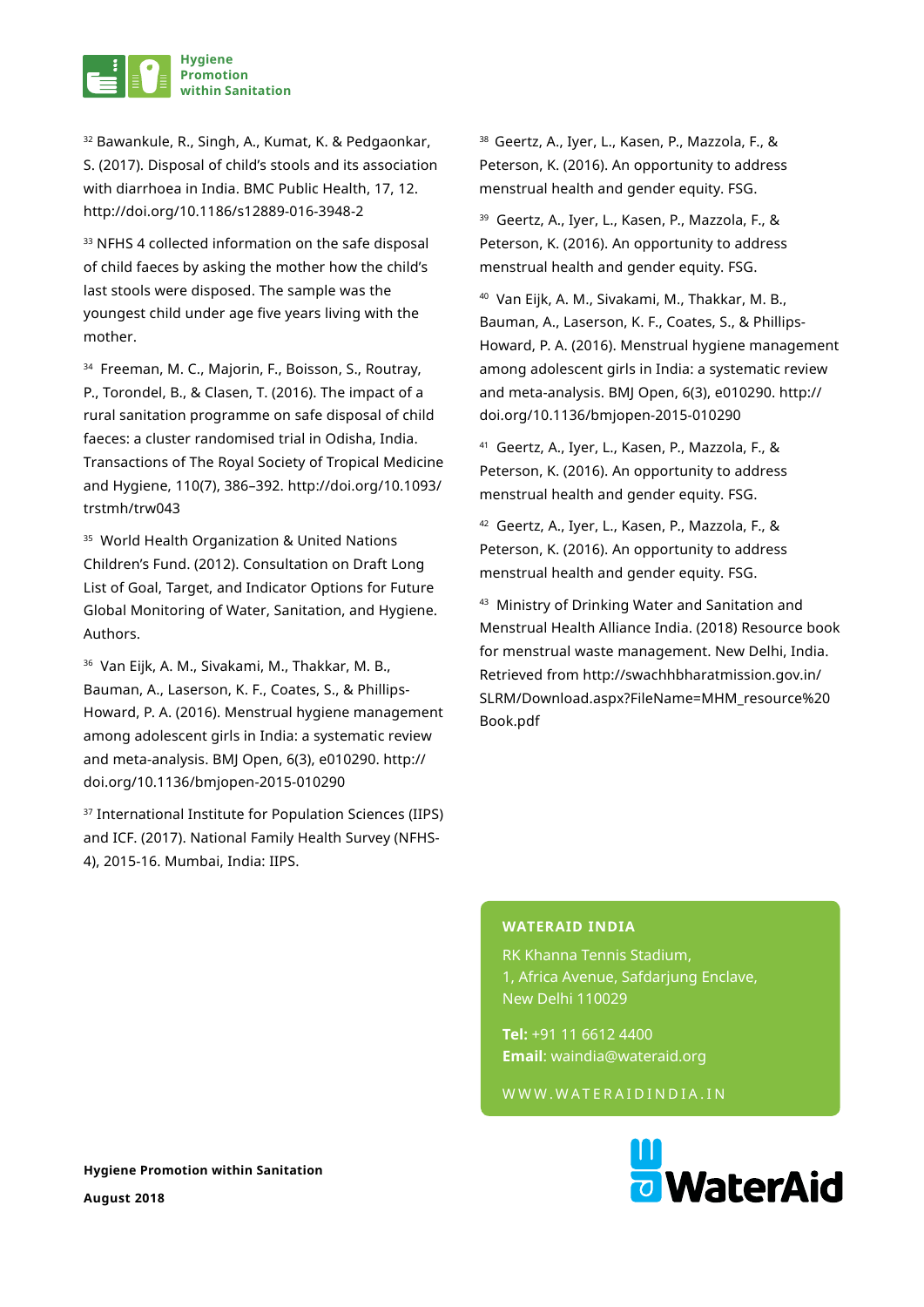[32] Bawankule, R., Singh, A., Kumat, K. & Pedgaonkar, S. (2017). Disposal of child's stools and its association with diarrhoea in India. BMC Public Health, 17, 12. http://doi.org/10.1186/s12889-016-3948-2

[33] NFHS 4 collected information on the safe disposal of child faeces by asking the mother how the child's last stools were disposed. The sample was the youngest child under age five years living with the mother.

[34] Freeman, M. C., Majorin, F., Boisson, S., Routray, P., Torondel, B., & Clasen, T. (2016). The impact of a rural sanitation programme on safe disposal of child faeces: a cluster randomised trial in Odisha, India. Transactions of The Royal Society of Tropical Medicine and Hygiene, 110(7), 386–392. http://doi.org/10.1093/trstmh/trw043

[35] World Health Organization & United Nations Children's Fund. (2012). Consultation on Draft Long List of Goal, Target, and Indicator Options for Future Global Monitoring of Water, Sanitation, and Hygiene. Authors.

[36] Van Eijk, A. M., Sivakami, M., Thakkar, M. B., Bauman, A., Laserson, K. F., Coates, S., & Phillips-Howard, P. A. (2016). Menstrual hygiene management among adolescent girls in India: a systematic review and meta-analysis. BMJ Open, 6(3), e010290. http://doi.org/10.1136/bmjopen-2015-010290

[37] International Institute for Population Sciences (IIPS) and ICF. (2017). National Family Health Survey (NFHS-4), 2015-16. Mumbai, India: IIPS.

[38] Geertz, A., Iyer, L., Kasen, P., Mazzola, F., & Peterson, K. (2016). An opportunity to address menstrual health and gender equity. FSG.

[39] Geertz, A., Iyer, L., Kasen, P., Mazzola, F., & Peterson, K. (2016). An opportunity to address menstrual health and gender equity. FSG.

[40] Van Eijk, A. M., Sivakami, M., Thakkar, M. B., Bauman, A., Laserson, K. F., Coates, S., & Phillips-Howard, P. A. (2016). Menstrual hygiene management among adolescent girls in India: a systematic review and meta-analysis. BMJ Open, 6(3), e010290. http://doi.org/10.1136/bmjopen-2015-010290

[41] Geertz, A., Iyer, L., Kasen, P., Mazzola, F., & Peterson, K. (2016). An opportunity to address menstrual health and gender equity. FSG.

[42] Geertz, A., Iyer, L., Kasen, P., Mazzola, F., & Peterson, K. (2016). An opportunity to address menstrual health and gender equity. FSG.

[43] Ministry of Drinking Water and Sanitation and Menstrual Health Alliance India. (2018) Resource book for menstrual waste management. New Delhi, India. Retrieved from http://swachhbharatmission.gov.in/SLRM/Download.aspx?FileName=MHM_resource%20Book.pdf

**WATERAID INDIA**

RK Khanna Tennis Stadium,
1, Africa Avenue, Safdarjung Enclave,
New Delhi 110029

**Tel:** +91 11 6612 4400
**Email**: waindia@wateraid.org

WWW.WATERAIDINDIA.IN

**Hygiene Promotion within Sanitation**

**August 2018**

WaterAid